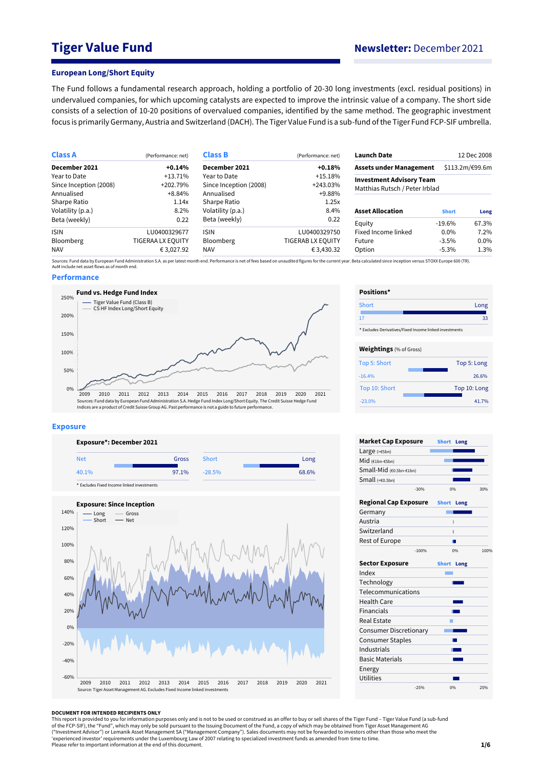# Tiger Value Fund

**Newsletter:** December 2021

## European Long/Short Equity

The Fund follows a fundamental research approach, holding a portfolio of 20-30 long investments (excl. residual positions) in undervalued companies, for which upcoming catalysts are expected to improve the intrinsic value of a company. The short side consists of a selection of 10-20 positions of overvalued companies, identified by the same method. The geographic investment focus is primarily Germany, Austria and Switzerland (DACH). The Tiger Value Fund is a sub-fund of the Tiger Fund FCP-SIF umbrella.

| **Class A** | (Performance: net) |
|---|---|
| **December 2021** | **+0.14%** |
| Year to Date | +13.71% |
| Since Inception (2008) | +202.79% |
| Annualised | +8.84% |
| Sharpe Ratio | 1.14x |
| Volatility (p.a.) | 8.2% |
| Beta (weekly) | 0.22 |
| ISIN | LU0400329677 |
| Bloomberg | TIGERAA LX EQUITY |
| NAV | € 3,027.92 |

| **Class B** | (Performance: net) |
|---|---|
| **December 2021** | **+0.18%** |
| Year to Date | +15.18% |
| Since Inception (2008) | +243.03% |
| Annualised | +9.88% |
| Sharpe Ratio | 1.25x |
| Volatility (p.a.) | 8.4% |
| Beta (weekly) | 0.22 |
| ISIN | LU0400329750 |
| Bloomberg | TIGERAB LX EQUITY |
| NAV | € 3,430.32 |

| **Launch Date** | 12 Dec 2008 |
|---|---|
| **Assets under Management** | $113.2m/€99.6m |
| **Investment Advisory Team** | Matthias Rutsch / Peter Irblad |

| **Asset Allocation** | **Short** | **Long** |
|---|---|---|
| Equity | -19.6% | 67.3% |
| Fixed Income linked | 0.0% | 7.2% |
| Future | -3.5% | 0.0% |
| Option | -5.3% | 1.3% |

Sources: Fund data by European Fund Administration S.A. as per latest month end. Performance is net of fees based on unaudited figures for the current year. Beta calculated since inception versus STOXX Europe 600 (TR). AuM include net asset flows as of month end.

## Performance

**Fund vs. Hedge Fund Index**

Sources: Fund data by European Fund Administration S.A. Hedge Fund Index Long/Short Equity. The Credit Suisse Hedge Fund Indices are a product of Credit Suisse Group AG. Past performance is not a guide to future performance.

**Positions***

| Short | Long |
|---|---|
| 17 | 33 |

\* Excludes Derivatives/Fixed Income linked investments

**Weightings** (% of Gross)

| Top 5: Short | Top 5: Long |
|---|---|
| -16.4% | 26.6% |

| Top 10: Short | Top 10: Long |
|---|---|
| -23.0% | 41.7% |

## Exposure

**Exposure*: December 2021**

| Net | Gross | Short | Long |
|---|---|---|---|
| 40.1% | 97.1% | -28.5% | 68.6% |

\* Excludes Fixed Income linked investments

**Exposure: Since Inception**

Source: Tiger Asset Management AG. Excludes Fixed Income linked investments

**Market Cap Exposure**: Large (>€5bn), Mid (€1bn-€5bn), Small-Mid (€0.5bn-€1bn), Small (<€0.5bn)

**Regional Cap Exposure**: Germany, Austria, Switzerland, Rest of Europe

**Sector Exposure**: Index, Technology, Telecommunications, Health Care, Financials, Real Estate, Consumer Discretionary, Consumer Staples, Industrials, Basic Materials, Energy, Utilities

**DOCUMENT FOR INTENDED RECIPIENTS ONLY**

This report is provided to you for information purposes only and is not to be used or considered as an offer to buy or sell shares of the Tiger Fund – Tiger Value Fund (a sub-fund of the FCP-SIF), the "Fund", which may only be sold pursuant to the Issuing Document of the Fund, a copy of which may be obtained from Tiger Asset Management AG ("Investment Advisor") or Lemanik Asset Management SA ("Management Company"). Sales documents may not be forwarded to investors other than those who meet the 'experienced investor' requirements under the Luxembourg Law of 2007 relating to specialized investment funds as amended from time to time.
Please refer to important information at the end of this document.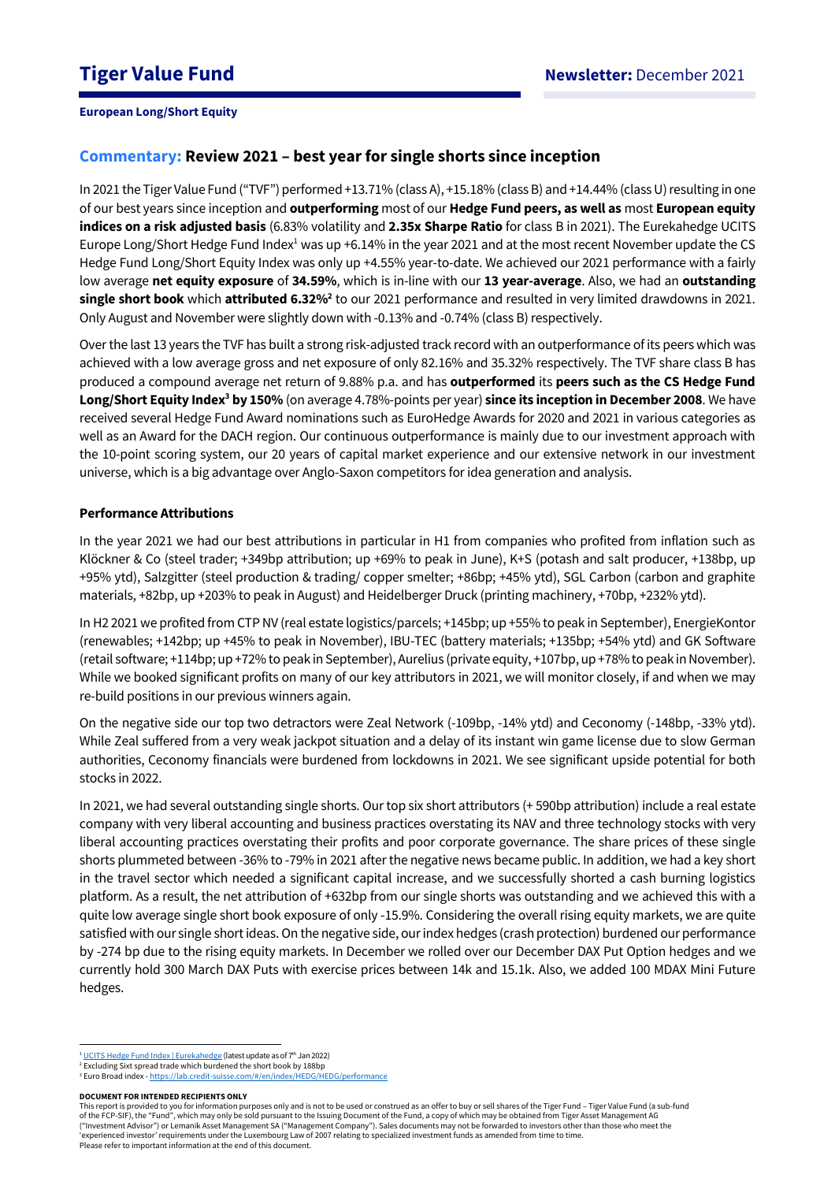# Tiger Value Fund

**Newsletter:** December 2021

**European Long/Short Equity**

## Commentary: Review 2021 – best year for single shorts since inception

In 2021 the Tiger Value Fund ("TVF") performed +13.71% (class A), +15.18% (class B) and +14.44% (class U) resulting in one of our best years since inception and **outperforming** most of our **Hedge Fund peers, as well as** most **European equity indices on a risk adjusted basis** (6.83% volatility and **2.35x Sharpe Ratio** for class B in 2021). The Eurekahedge UCITS Europe Long/Short Hedge Fund Index[1] was up +6.14% in the year 2021 and at the most recent November update the CS Hedge Fund Long/Short Equity Index was only up +4.55% year-to-date. We achieved our 2021 performance with a fairly low average **net equity exposure** of **34.59%**, which is in-line with our **13 year-average**. Also, we had an **outstanding single short book** which **attributed 6.32%[2]** to our 2021 performance and resulted in very limited drawdowns in 2021. Only August and November were slightly down with -0.13% and -0.74% (class B) respectively.

Over the last 13 years the TVF has built a strong risk-adjusted track record with an outperformance of its peers which was achieved with a low average gross and net exposure of only 82.16% and 35.32% respectively. The TVF share class B has produced a compound average net return of 9.88% p.a. and has **outperformed** its **peers such as the CS Hedge Fund Long/Short Equity Index[3] by 150%** (on average 4.78%-points per year) **since its inception in December 2008**. We have received several Hedge Fund Award nominations such as EuroHedge Awards for 2020 and 2021 in various categories as well as an Award for the DACH region. Our continuous outperformance is mainly due to our investment approach with the 10-point scoring system, our 20 years of capital market experience and our extensive network in our investment universe, which is a big advantage over Anglo-Saxon competitors for idea generation and analysis.

### Performance Attributions

In the year 2021 we had our best attributions in particular in H1 from companies who profited from inflation such as Klöckner & Co (steel trader; +349bp attribution; up +69% to peak in June), K+S (potash and salt producer, +138bp, up +95% ytd), Salzgitter (steel production & trading/ copper smelter; +86bp; +45% ytd), SGL Carbon (carbon and graphite materials, +82bp, up +203% to peak in August) and Heidelberger Druck (printing machinery, +70bp, +232% ytd).

In H2 2021 we profited from CTP NV (real estate logistics/parcels; +145bp; up +55% to peak in September), EnergieKontor (renewables; +142bp; up +45% to peak in November), IBU-TEC (battery materials; +135bp; +54% ytd) and GK Software (retail software; +114bp; up +72% to peak in September), Aurelius (private equity, +107bp, up +78% to peak in November). While we booked significant profits on many of our key attributors in 2021, we will monitor closely, if and when we may re-build positions in our previous winners again.

On the negative side our top two detractors were Zeal Network (-109bp, -14% ytd) and Ceconomy (-148bp, -33% ytd). While Zeal suffered from a very weak jackpot situation and a delay of its instant win game license due to slow German authorities, Ceconomy financials were burdened from lockdowns in 2021. We see significant upside potential for both stocks in 2022.

In 2021, we had several outstanding single shorts. Our top six short attributors (+ 590bp attribution) include a real estate company with very liberal accounting and business practices overstating its NAV and three technology stocks with very liberal accounting practices overstating their profits and poor corporate governance. The share prices of these single shorts plummeted between -36% to -79% in 2021 after the negative news became public. In addition, we had a key short in the travel sector which needed a significant capital increase, and we successfully shorted a cash burning logistics platform. As a result, the net attribution of +632bp from our single shorts was outstanding and we achieved this with a quite low average single short book exposure of only -15.9%. Considering the overall rising equity markets, we are quite satisfied with our single short ideas. On the negative side, our index hedges (crash protection) burdened our performance by -274 bp due to the rising equity markets. In December we rolled over our December DAX Put Option hedges and we currently hold 300 March DAX Puts with exercise prices between 14k and 15.1k. Also, we added 100 MDAX Mini Future hedges.

---

[1] UCITS Hedge Fund Index | Eurekahedge (latest update as of 7th Jan 2022)

[2] Excluding Sixt spread trade which burdened the short book by 188bp

[3] Euro Broad index - https://lab.credit-suisse.com/#/en/index/HEDG/HEDG/performance

**DOCUMENT FOR INTENDED RECIPIENTS ONLY**

This report is provided to you for information purposes only and is not to be used or construed as an offer to buy or sell shares of the Tiger Fund – Tiger Value Fund (a sub-fund of the FCP-SIF), the "Fund", which may only be sold pursuant to the Issuing Document of the Fund, a copy of which may be obtained from Tiger Asset Management AG ("Investment Advisor") or Lemanik Asset Management SA ("Management Company"). Sales documents may not be forwarded to investors other than those who meet the 'experienced investor' requirements under the Luxembourg Law of 2007 relating to specialized investment funds as amended from time to time.
Please refer to important information at the end of this document.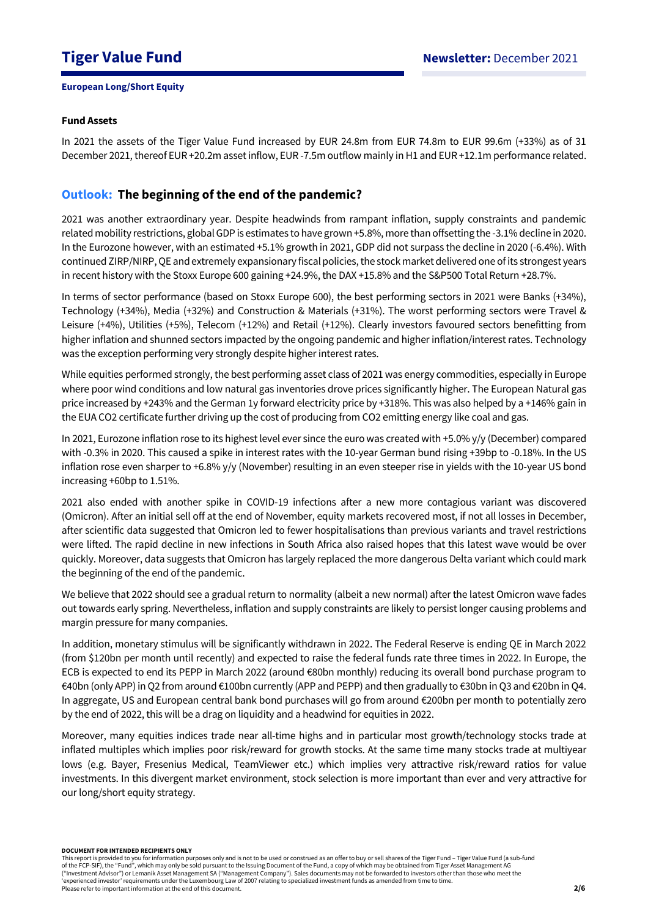## Fund Assets

In 2021 the assets of the Tiger Value Fund increased by EUR 24.8m from EUR 74.8m to EUR 99.6m (+33%) as of 31 December 2021, thereof EUR +20.2m asset inflow, EUR -7.5m outflow mainly in H1 and EUR +12.1m performance related.

## Outlook: The beginning of the end of the pandemic?

2021 was another extraordinary year. Despite headwinds from rampant inflation, supply constraints and pandemic related mobility restrictions, global GDP is estimates to have grown +5.8%, more than offsetting the -3.1% decline in 2020. In the Eurozone however, with an estimated +5.1% growth in 2021, GDP did not surpass the decline in 2020 (-6.4%). With continued ZIRP/NIRP, QE and extremely expansionary fiscal policies, the stock market delivered one of its strongest years in recent history with the Stoxx Europe 600 gaining +24.9%, the DAX +15.8% and the S&P500 Total Return +28.7%.

In terms of sector performance (based on Stoxx Europe 600), the best performing sectors in 2021 were Banks (+34%), Technology (+34%), Media (+32%) and Construction & Materials (+31%). The worst performing sectors were Travel & Leisure (+4%), Utilities (+5%), Telecom (+12%) and Retail (+12%). Clearly investors favoured sectors benefitting from higher inflation and shunned sectors impacted by the ongoing pandemic and higher inflation/interest rates. Technology was the exception performing very strongly despite higher interest rates.

While equities performed strongly, the best performing asset class of 2021 was energy commodities, especially in Europe where poor wind conditions and low natural gas inventories drove prices significantly higher. The European Natural gas price increased by +243% and the German 1y forward electricity price by +318%. This was also helped by a +146% gain in the EUA CO2 certificate further driving up the cost of producing from CO2 emitting energy like coal and gas.

In 2021, Eurozone inflation rose to its highest level ever since the euro was created with +5.0% y/y (December) compared with -0.3% in 2020. This caused a spike in interest rates with the 10-year German bund rising +39bp to -0.18%. In the US inflation rose even sharper to +6.8% y/y (November) resulting in an even steeper rise in yields with the 10-year US bond increasing +60bp to 1.51%.

2021 also ended with another spike in COVID-19 infections after a new more contagious variant was discovered (Omicron). After an initial sell off at the end of November, equity markets recovered most, if not all losses in December, after scientific data suggested that Omicron led to fewer hospitalisations than previous variants and travel restrictions were lifted. The rapid decline in new infections in South Africa also raised hopes that this latest wave would be over quickly. Moreover, data suggests that Omicron has largely replaced the more dangerous Delta variant which could mark the beginning of the end of the pandemic.

We believe that 2022 should see a gradual return to normality (albeit a new normal) after the latest Omicron wave fades out towards early spring. Nevertheless, inflation and supply constraints are likely to persist longer causing problems and margin pressure for many companies.

In addition, monetary stimulus will be significantly withdrawn in 2022. The Federal Reserve is ending QE in March 2022 (from $120bn per month until recently) and expected to raise the federal funds rate three times in 2022. In Europe, the ECB is expected to end its PEPP in March 2022 (around €80bn monthly) reducing its overall bond purchase program to €40bn (only APP) in Q2 from around €100bn currently (APP and PEPP) and then gradually to €30bn in Q3 and €20bn in Q4. In aggregate, US and European central bank bond purchases will go from around €200bn per month to potentially zero by the end of 2022, this will be a drag on liquidity and a headwind for equities in 2022.

Moreover, many equities indices trade near all-time highs and in particular most growth/technology stocks trade at inflated multiples which implies poor risk/reward for growth stocks. At the same time many stocks trade at multiyear lows (e.g. Bayer, Fresenius Medical, TeamViewer etc.) which implies very attractive risk/reward ratios for value investments. In this divergent market environment, stock selection is more important than ever and very attractive for our long/short equity strategy.

**DOCUMENT FOR INTENDED RECIPIENTS ONLY**
This report is provided to you for information purposes only and is not to be used or construed as an offer to buy or sell shares of the Tiger Fund – Tiger Value Fund (a sub-fund of the FCP-SIF), the "Fund", which may only be sold pursuant to the Issuing Document of the Fund, a copy of which may be obtained from Tiger Asset Management AG ("Investment Advisor") or Lemanik Asset Management SA ("Management Company"). Sales documents may not be forwarded to investors other than those who meet the 'experienced investor' requirements under the Luxembourg Law of 2007 relating to specialized investment funds as amended from time to time.
Please refer to important information at the end of this document.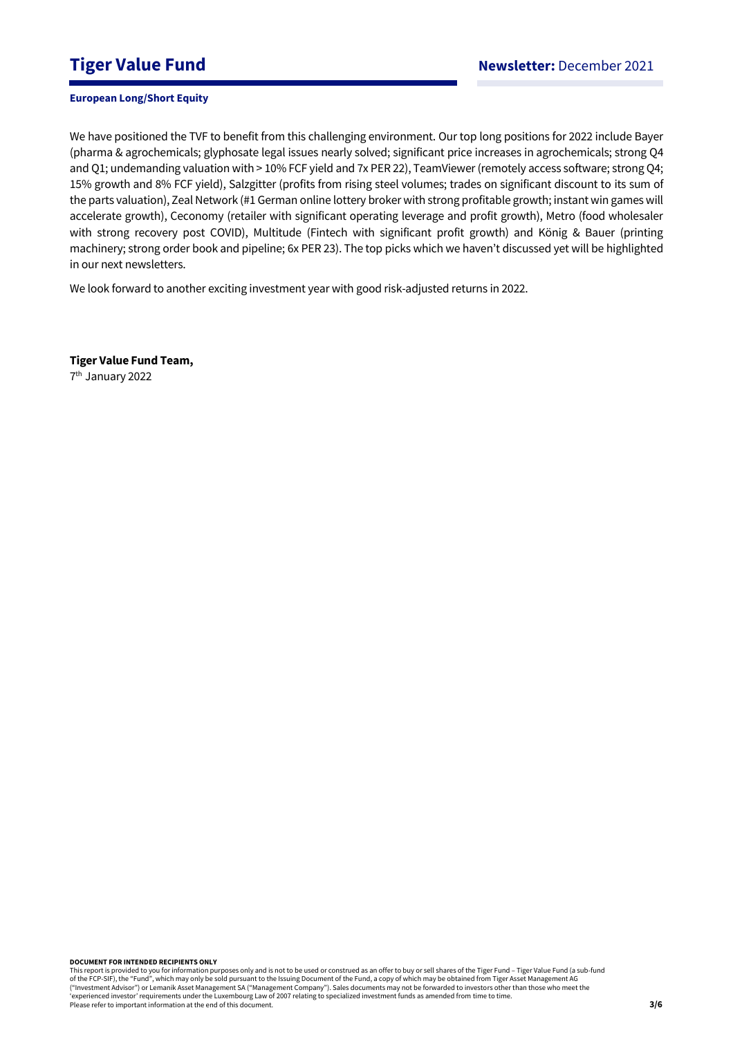We have positioned the TVF to benefit from this challenging environment. Our top long positions for 2022 include Bayer (pharma & agrochemicals; glyphosate legal issues nearly solved; significant price increases in agrochemicals; strong Q4 and Q1; undemanding valuation with > 10% FCF yield and 7x PER 22), TeamViewer (remotely access software; strong Q4; 15% growth and 8% FCF yield), Salzgitter (profits from rising steel volumes; trades on significant discount to its sum of the parts valuation), Zeal Network (#1 German online lottery broker with strong profitable growth; instant win games will accelerate growth), Ceconomy (retailer with significant operating leverage and profit growth), Metro (food wholesaler with strong recovery post COVID), Multitude (Fintech with significant profit growth) and König & Bauer (printing machinery; strong order book and pipeline; 6x PER 23). The top picks which we haven't discussed yet will be highlighted in our next newsletters.

We look forward to another exciting investment year with good risk-adjusted returns in 2022.

**Tiger Value Fund Team,**
7th January 2022

**DOCUMENT FOR INTENDED RECIPIENTS ONLY**
This report is provided to you for information purposes only and is not to be used or construed as an offer to buy or sell shares of the Tiger Fund – Tiger Value Fund (a sub-fund of the FCP-SIF), the "Fund", which may only be sold pursuant to the Issuing Document of the Fund, a copy of which may be obtained from Tiger Asset Management AG ("Investment Advisor") or Lemanik Asset Management SA ("Management Company"). Sales documents may not be forwarded to investors other than those who meet the 'experienced investor' requirements under the Luxembourg Law of 2007 relating to specialized investment funds as amended from time to time.
Please refer to important information at the end of this document.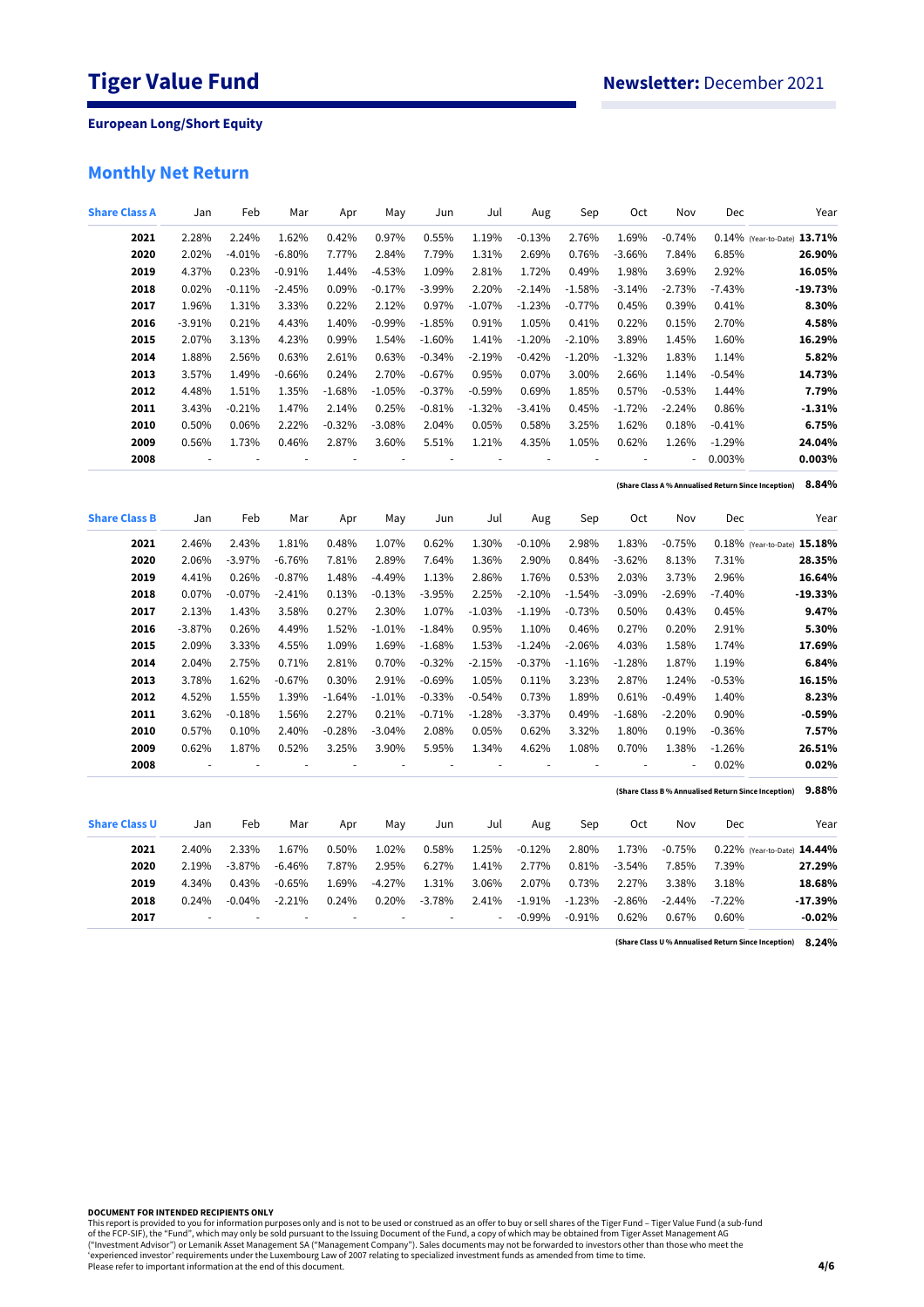# Tiger Value Fund

**Newsletter:** December 2021

**European Long/Short Equity**

## Monthly Net Return

| Share Class A | Jan | Feb | Mar | Apr | May | Jun | Jul | Aug | Sep | Oct | Nov | Dec | Year |
|---|---|---|---|---|---|---|---|---|---|---|---|---|---|
| **2021** | 2.28% | 2.24% | 1.62% | 0.42% | 0.97% | 0.55% | 1.19% | -0.13% | 2.76% | 1.69% | -0.74% | 0.14% | (Year-to-Date) **13.71%** |
| **2020** | 2.02% | -4.01% | -6.80% | 7.77% | 2.84% | 7.79% | 1.31% | 2.69% | 0.76% | -3.66% | 7.84% | 6.85% | **26.90%** |
| **2019** | 4.37% | 0.23% | -0.91% | 1.44% | -4.53% | 1.09% | 2.81% | 1.72% | 0.49% | 1.98% | 3.69% | 2.92% | **16.05%** |
| **2018** | 0.02% | -0.11% | -2.45% | 0.09% | -0.17% | -3.99% | 2.20% | -2.14% | -1.58% | -3.14% | -2.73% | -7.43% | **-19.73%** |
| **2017** | 1.96% | 1.31% | 3.33% | 0.22% | 2.12% | 0.97% | -1.07% | -1.23% | -0.77% | 0.45% | 0.39% | 0.41% | **8.30%** |
| **2016** | -3.91% | 0.21% | 4.43% | 1.40% | -0.99% | -1.85% | 0.91% | 1.05% | 0.41% | 0.22% | 0.15% | 2.70% | **4.58%** |
| **2015** | 2.07% | 3.13% | 4.23% | 0.99% | 1.54% | -1.60% | 1.41% | -1.20% | -2.10% | 3.89% | 1.45% | 1.60% | **16.29%** |
| **2014** | 1.88% | 2.56% | 0.63% | 2.61% | 0.63% | -0.34% | -2.19% | -0.42% | -1.20% | -1.32% | 1.83% | 1.14% | **5.82%** |
| **2013** | 3.57% | 1.49% | -0.66% | 0.24% | 2.70% | -0.67% | 0.95% | 0.07% | 3.00% | 2.66% | 1.14% | -0.54% | **14.73%** |
| **2012** | 4.48% | 1.51% | 1.35% | -1.68% | -1.05% | -0.37% | -0.59% | 0.69% | 1.85% | 0.57% | -0.53% | 1.44% | **7.79%** |
| **2011** | 3.43% | -0.21% | 1.47% | 2.14% | 0.25% | -0.81% | -1.32% | -3.41% | 0.45% | -1.72% | -2.24% | 0.86% | **-1.31%** |
| **2010** | 0.50% | 0.06% | 2.22% | -0.32% | -3.08% | 2.04% | 0.05% | 0.58% | 3.25% | 1.62% | 0.18% | -0.41% | **6.75%** |
| **2009** | 0.56% | 1.73% | 0.46% | 2.87% | 3.60% | 5.51% | 1.21% | 4.35% | 1.05% | 0.62% | 1.26% | -1.29% | **24.04%** |
| **2008** | - | - | - | - | - | - | - | - | - | - | - | 0.003% | **0.003%** |

(Share Class A % Annualised Return Since Inception) **8.84%**

| Share Class B | Jan | Feb | Mar | Apr | May | Jun | Jul | Aug | Sep | Oct | Nov | Dec | Year |
|---|---|---|---|---|---|---|---|---|---|---|---|---|---|
| **2021** | 2.46% | 2.43% | 1.81% | 0.48% | 1.07% | 0.62% | 1.30% | -0.10% | 2.98% | 1.83% | -0.75% | 0.18% | (Year-to-Date) **15.18%** |
| **2020** | 2.06% | -3.97% | -6.76% | 7.81% | 2.89% | 7.64% | 1.36% | 2.90% | 0.84% | -3.62% | 8.13% | 7.31% | **28.35%** |
| **2019** | 4.41% | 0.26% | -0.87% | 1.48% | -4.49% | 1.13% | 2.86% | 1.76% | 0.53% | 2.03% | 3.73% | 2.96% | **16.64%** |
| **2018** | 0.07% | -0.07% | -2.41% | 0.13% | -0.13% | -3.95% | 2.25% | -2.10% | -1.54% | -3.09% | -2.69% | -7.40% | **-19.33%** |
| **2017** | 2.13% | 1.43% | 3.58% | 0.27% | 2.30% | 1.07% | -1.03% | -1.19% | -0.73% | 0.50% | 0.43% | 0.45% | **9.47%** |
| **2016** | -3.87% | 0.26% | 4.49% | 1.52% | -1.01% | -1.84% | 0.95% | 1.10% | 0.46% | 0.27% | 0.20% | 2.91% | **5.30%** |
| **2015** | 2.09% | 3.33% | 4.55% | 1.09% | 1.69% | -1.68% | 1.53% | -1.24% | -2.06% | 4.03% | 1.58% | 1.74% | **17.69%** |
| **2014** | 2.04% | 2.75% | 0.71% | 2.81% | 0.70% | -0.32% | -2.15% | -0.37% | -1.16% | -1.28% | 1.87% | 1.19% | **6.84%** |
| **2013** | 3.78% | 1.62% | -0.67% | 0.30% | 2.91% | -0.69% | 1.05% | 0.11% | 3.23% | 2.87% | 1.24% | -0.53% | **16.15%** |
| **2012** | 4.52% | 1.55% | 1.39% | -1.64% | -1.01% | -0.33% | -0.54% | 0.73% | 1.89% | 0.61% | -0.49% | 1.40% | **8.23%** |
| **2011** | 3.62% | -0.18% | 1.56% | 2.27% | 0.21% | -0.71% | -1.28% | -3.37% | 0.49% | -1.68% | -2.20% | 0.90% | **-0.59%** |
| **2010** | 0.57% | 0.10% | 2.40% | -0.28% | -3.04% | 2.08% | 0.05% | 0.62% | 3.32% | 1.80% | 0.19% | -0.36% | **7.57%** |
| **2009** | 0.62% | 1.87% | 0.52% | 3.25% | 3.90% | 5.95% | 1.34% | 4.62% | 1.08% | 0.70% | 1.38% | -1.26% | **26.51%** |
| **2008** | - | - | - | - | - | - | - | - | - | - | - | 0.02% | **0.02%** |

(Share Class B % Annualised Return Since Inception) **9.88%**

| Share Class U | Jan | Feb | Mar | Apr | May | Jun | Jul | Aug | Sep | Oct | Nov | Dec | Year |
|---|---|---|---|---|---|---|---|---|---|---|---|---|---|
| **2021** | 2.40% | 2.33% | 1.67% | 0.50% | 1.02% | 0.58% | 1.25% | -0.12% | 2.80% | 1.73% | -0.75% | 0.22% | (Year-to-Date) **14.44%** |
| **2020** | 2.19% | -3.87% | -6.46% | 7.87% | 2.95% | 6.27% | 1.41% | 2.77% | 0.81% | -3.54% | 7.85% | 7.39% | **27.29%** |
| **2019** | 4.34% | 0.43% | -0.65% | 1.69% | -4.27% | 1.31% | 3.06% | 2.07% | 0.73% | 2.27% | 3.38% | 3.18% | **18.68%** |
| **2018** | 0.24% | -0.04% | -2.21% | 0.24% | 0.20% | -3.78% | 2.41% | -1.91% | -1.23% | -2.86% | -2.44% | -7.22% | **-17.39%** |
| **2017** | - | - | - | - | - | - | - | -0.99% | -0.91% | 0.62% | 0.67% | 0.60% | **-0.02%** |

(Share Class U % Annualised Return Since Inception) **8.24%**

**DOCUMENT FOR INTENDED RECIPIENTS ONLY**
This report is provided to you for information purposes only and is not to be used or construed as an offer to buy or sell shares of the Tiger Fund – Tiger Value Fund (a sub-fund of the FCP-SIF), the "Fund", which may only be sold pursuant to the Issuing Document of the Fund, a copy of which may be obtained from Tiger Asset Management AG ("Investment Advisor") or Lemanik Asset Management SA ("Management Company"). Sales documents may not be forwarded to investors other than those who meet the 'experienced investor' requirements under the Luxembourg Law of 2007 relating to specialized investment funds as amended from time to time.
Please refer to important information at the end of this document.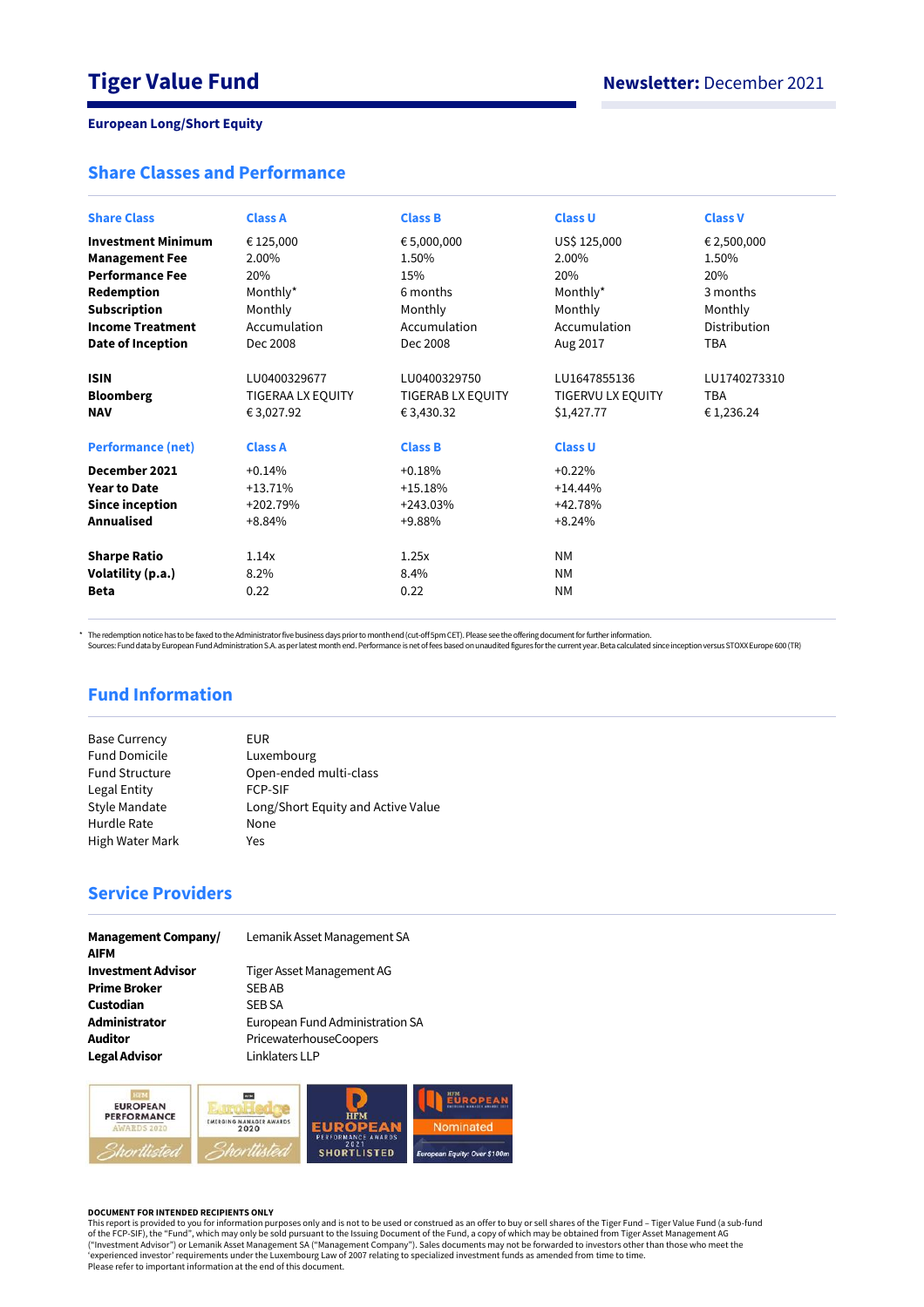# Tiger Value Fund

**Newsletter:** December 2021

**European Long/Short Equity**

## Share Classes and Performance

| Share Class | Class A | Class B | Class U | Class V |
|---|---|---|---|---|
| **Investment Minimum** | € 125,000 | € 5,000,000 | US$ 125,000 | € 2,500,000 |
| **Management Fee** | 2.00% | 1.50% | 2.00% | 1.50% |
| **Performance Fee** | 20% | 15% | 20% | 20% |
| **Redemption** | Monthly* | 6 months | Monthly* | 3 months |
| **Subscription** | Monthly | Monthly | Monthly | Monthly |
| **Income Treatment** | Accumulation | Accumulation | Accumulation | Distribution |
| **Date of Inception** | Dec 2008 | Dec 2008 | Aug 2017 | TBA |
| **ISIN** | LU0400329677 | LU0400329750 | LU1647855136 | LU1740273310 |
| **Bloomberg** | TIGERAA LX EQUITY | TIGERAB LX EQUITY | TIGERVU LX EQUITY | TBA |
| **NAV** | € 3,027.92 | € 3,430.32 | $1,427.77 | € 1,236.24 |

| Performance (net) | Class A | Class B | Class U |
|---|---|---|---|
| **December 2021** | +0.14% | +0.18% | +0.22% |
| **Year to Date** | +13.71% | +15.18% | +14.44% |
| **Since inception** | +202.79% | +243.03% | +42.78% |
| **Annualised** | +8.84% | +9.88% | +8.24% |
| **Sharpe Ratio** | 1.14x | 1.25x | NM |
| **Volatility (p.a.)** | 8.2% | 8.4% | NM |
| **Beta** | 0.22 | 0.22 | NM |

* The redemption notice has to be faxed to the Administrator five business days prior to month end (cut-off 5pm CET). Please see the offering document for further information.
Sources: Fund data by European Fund Administration S.A. as per latest month end. Performance is net of fees based on unaudited figures for the current year. Beta calculated since inception versus STOXX Europe 600 (TR)

## Fund Information

| | |
|---|---|
| Base Currency | EUR |
| Fund Domicile | Luxembourg |
| Fund Structure | Open-ended multi-class |
| Legal Entity | FCP-SIF |
| Style Mandate | Long/Short Equity and Active Value |
| Hurdle Rate | None |
| High Water Mark | Yes |

## Service Providers

| | |
|---|---|
| **Management Company/ AIFM** | Lemanik Asset Management SA |
| **Investment Advisor** | Tiger Asset Management AG |
| **Prime Broker** | SEB AB |
| **Custodian** | SEB SA |
| **Administrator** | European Fund Administration SA |
| **Auditor** | PricewaterhouseCoopers |
| **Legal Advisor** | Linklaters LLP |

HFM European Performance Awards 2020 – Shortlisted
EuroHedge Emerging Manager Awards 2020 – Shortlisted
HFM European Performance Awards 2021 – Shortlisted
HFM European Emerging Manager Awards 2021 – Nominated – European Equity: Over $100m

**DOCUMENT FOR INTENDED RECIPIENTS ONLY**
This report is provided to you for information purposes only and is not to be used or construed as an offer to buy or sell shares of the Tiger Fund – Tiger Value Fund (a sub-fund of the FCP-SIF), the "Fund", which may only be sold pursuant to the Issuing Document of the Fund, a copy of which may be obtained from Tiger Asset Management AG ("Investment Advisor") or Lemanik Asset Management SA ("Management Company"). Sales documents may not be forwarded to investors other than those who meet the 'experienced investor' requirements under the Luxembourg Law of 2007 relating to specialized investment funds as amended from time to time.
Please refer to important information at the end of this document.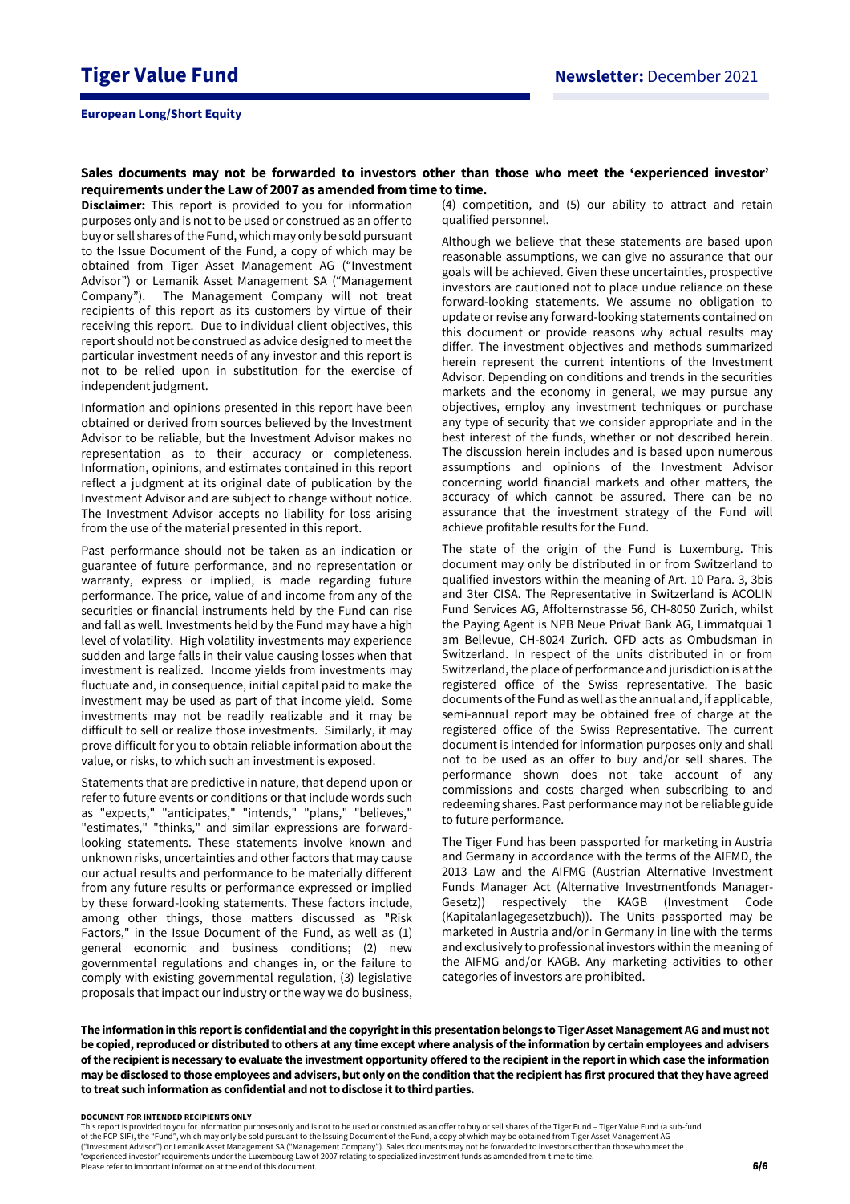**Sales documents may not be forwarded to investors other than those who meet the 'experienced investor' requirements under the Law of 2007 as amended from time to time.**

**Disclaimer:** This report is provided to you for information purposes only and is not to be used or construed as an offer to buy or sell shares of the Fund, which may only be sold pursuant to the Issue Document of the Fund, a copy of which may be obtained from Tiger Asset Management AG ("Investment Advisor") or Lemanik Asset Management SA ("Management Company"). The Management Company will not treat recipients of this report as its customers by virtue of their receiving this report. Due to individual client objectives, this report should not be construed as advice designed to meet the particular investment needs of any investor and this report is not to be relied upon in substitution for the exercise of independent judgment.

Information and opinions presented in this report have been obtained or derived from sources believed by the Investment Advisor to be reliable, but the Investment Advisor makes no representation as to their accuracy or completeness. Information, opinions, and estimates contained in this report reflect a judgment at its original date of publication by the Investment Advisor and are subject to change without notice. The Investment Advisor accepts no liability for loss arising from the use of the material presented in this report.

Past performance should not be taken as an indication or guarantee of future performance, and no representation or warranty, express or implied, is made regarding future performance. The price, value of and income from any of the securities or financial instruments held by the Fund can rise and fall as well. Investments held by the Fund may have a high level of volatility. High volatility investments may experience sudden and large falls in their value causing losses when that investment is realized. Income yields from investments may fluctuate and, in consequence, initial capital paid to make the investment may be used as part of that income yield. Some investments may not be readily realizable and it may be difficult to sell or realize those investments. Similarly, it may prove difficult for you to obtain reliable information about the value, or risks, to which such an investment is exposed.

Statements that are predictive in nature, that depend upon or refer to future events or conditions or that include words such as "expects," "anticipates," "intends," "plans," "believes," "estimates," "thinks," and similar expressions are forward-looking statements. These statements involve known and unknown risks, uncertainties and other factors that may cause our actual results and performance to be materially different from any future results or performance expressed or implied by these forward-looking statements. These factors include, among other things, those matters discussed as "Risk Factors," in the Issue Document of the Fund, as well as (1) general economic and business conditions; (2) new governmental regulations and changes in, or the failure to comply with existing governmental regulation, (3) legislative proposals that impact our industry or the way we do business, (4) competition, and (5) our ability to attract and retain qualified personnel.

Although we believe that these statements are based upon reasonable assumptions, we can give no assurance that our goals will be achieved. Given these uncertainties, prospective investors are cautioned not to place undue reliance on these forward-looking statements. We assume no obligation to update or revise any forward-looking statements contained on this document or provide reasons why actual results may differ. The investment objectives and methods summarized herein represent the current intentions of the Investment Advisor. Depending on conditions and trends in the securities markets and the economy in general, we may pursue any objectives, employ any investment techniques or purchase any type of security that we consider appropriate and in the best interest of the funds, whether or not described herein. The discussion herein includes and is based upon numerous assumptions and opinions of the Investment Advisor concerning world financial markets and other matters, the accuracy of which cannot be assured. There can be no assurance that the investment strategy of the Fund will achieve profitable results for the Fund.

The state of the origin of the Fund is Luxemburg. This document may only be distributed in or from Switzerland to qualified investors within the meaning of Art. 10 Para. 3, 3bis and 3ter CISA. The Representative in Switzerland is ACOLIN Fund Services AG, Affolternstrasse 56, CH-8050 Zurich, whilst the Paying Agent is NPB Neue Privat Bank AG, Limmatquai 1 am Bellevue, CH-8024 Zurich. OFD acts as Ombudsman in Switzerland. In respect of the units distributed in or from Switzerland, the place of performance and jurisdiction is at the registered office of the Swiss representative. The basic documents of the Fund as well as the annual and, if applicable, semi-annual report may be obtained free of charge at the registered office of the Swiss Representative. The current document is intended for information purposes only and shall not to be used as an offer to buy and/or sell shares. The performance shown does not take account of any commissions and costs charged when subscribing to and redeeming shares. Past performance may not be reliable guide to future performance.

The Tiger Fund has been passported for marketing in Austria and Germany in accordance with the terms of the AIFMD, the 2013 Law and the AIFMG (Austrian Alternative Investment Funds Manager Act (Alternative Investmentfonds Manager-Gesetz)) respectively the KAGB (Investment Code (Kapitalanlagegesetzbuch)). The Units passported may be marketed in Austria and/or in Germany in line with the terms and exclusively to professional investors within the meaning of the AIFMG and/or KAGB. Any marketing activities to other categories of investors are prohibited.

**The information in this report is confidential and the copyright in this presentation belongs to Tiger Asset Management AG and must not be copied, reproduced or distributed to others at any time except where analysis of the information by certain employees and advisers of the recipient is necessary to evaluate the investment opportunity offered to the recipient in the report in which case the information may be disclosed to those employees and advisers, but only on the condition that the recipient has first procured that they have agreed to treat such information as confidential and not to disclose it to third parties.**

**DOCUMENT FOR INTENDED RECIPIENTS ONLY**

This report is provided to you for information purposes only and is not to be used or construed as an offer to buy or sell shares of the Tiger Fund – Tiger Value Fund (a sub-fund of the FCP-SIF), the "Fund", which may only be sold pursuant to the Issuing Document of the Fund, a copy of which may be obtained from Tiger Asset Management AG ("Investment Advisor") or Lemanik Asset Management SA ("Management Company"). Sales documents may not be forwarded to investors other than those who meet the 'experienced investor' requirements under the Luxembourg Law of 2007 relating to specialized investment funds as amended from time to time.
Please refer to important information at the end of this document.